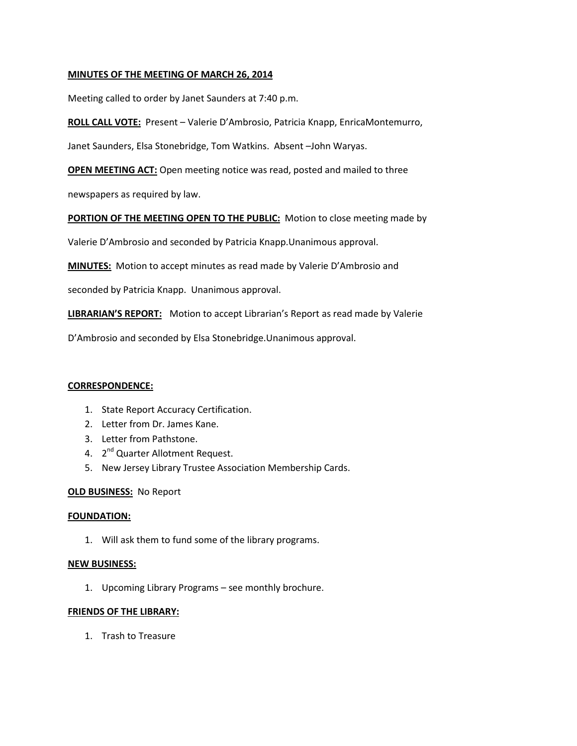**MINUTES OF THE MEETING OF MARCH 26, 2014**

Meeting called to order by Janet Saunders at 7:40 p.m.

**ROLL CALL VOTE:** Present – Valerie D'Ambrosio, Patricia Knapp, EnricaMontemurro, Janet Saunders, Elsa Stonebridge, Tom Watkins. Absent –John Waryas.

**OPEN MEETING ACT:** Open meeting notice was read, posted and mailed to three newspapers as required by law.

**PORTION OF THE MEETING OPEN TO THE PUBLIC:** Motion to close meeting made by Valerie D'Ambrosio and seconded by Patricia Knapp.Unanimous approval.

**MINUTES:** Motion to accept minutes as read made by Valerie D'Ambrosio and seconded by Patricia Knapp. Unanimous approval.

**LIBRARIAN'S REPORT:** Motion to accept Librarian's Report as read made by Valerie D'Ambrosio and seconded by Elsa Stonebridge.Unanimous approval.

**CORRESPONDENCE:**

1. State Report Accuracy Certification.
2. Letter from Dr. James Kane.
3. Letter from Pathstone.
4. 2nd Quarter Allotment Request.
5. New Jersey Library Trustee Association Membership Cards.

**OLD BUSINESS:** No Report

**FOUNDATION:**

1. Will ask them to fund some of the library programs.

**NEW BUSINESS:**

1. Upcoming Library Programs – see monthly brochure.

**FRIENDS OF THE LIBRARY:**

1. Trash to Treasure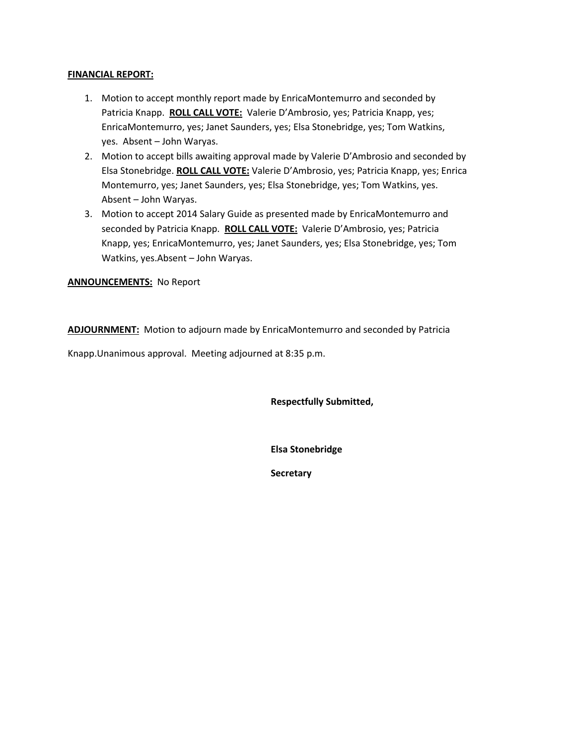**FINANCIAL REPORT:**

1. Motion to accept monthly report made by EnricaMontemurro and seconded by Patricia Knapp. **ROLL CALL VOTE:** Valerie D'Ambrosio, yes; Patricia Knapp, yes; EnricaMontemurro, yes; Janet Saunders, yes; Elsa Stonebridge, yes; Tom Watkins, yes. Absent – John Waryas.
2. Motion to accept bills awaiting approval made by Valerie D'Ambrosio and seconded by Elsa Stonebridge. **ROLL CALL VOTE:** Valerie D'Ambrosio, yes; Patricia Knapp, yes; Enrica Montemurro, yes; Janet Saunders, yes; Elsa Stonebridge, yes; Tom Watkins, yes. Absent – John Waryas.
3. Motion to accept 2014 Salary Guide as presented made by EnricaMontemurro and seconded by Patricia Knapp. **ROLL CALL VOTE:** Valerie D'Ambrosio, yes; Patricia Knapp, yes; EnricaMontemurro, yes; Janet Saunders, yes; Elsa Stonebridge, yes; Tom Watkins, yes.Absent – John Waryas.

**ANNOUNCEMENTS:** No Report

**ADJOURNMENT:** Motion to adjourn made by EnricaMontemurro and seconded by Patricia Knapp.Unanimous approval. Meeting adjourned at 8:35 p.m.

**Respectfully Submitted,**

**Elsa Stonebridge**

**Secretary**